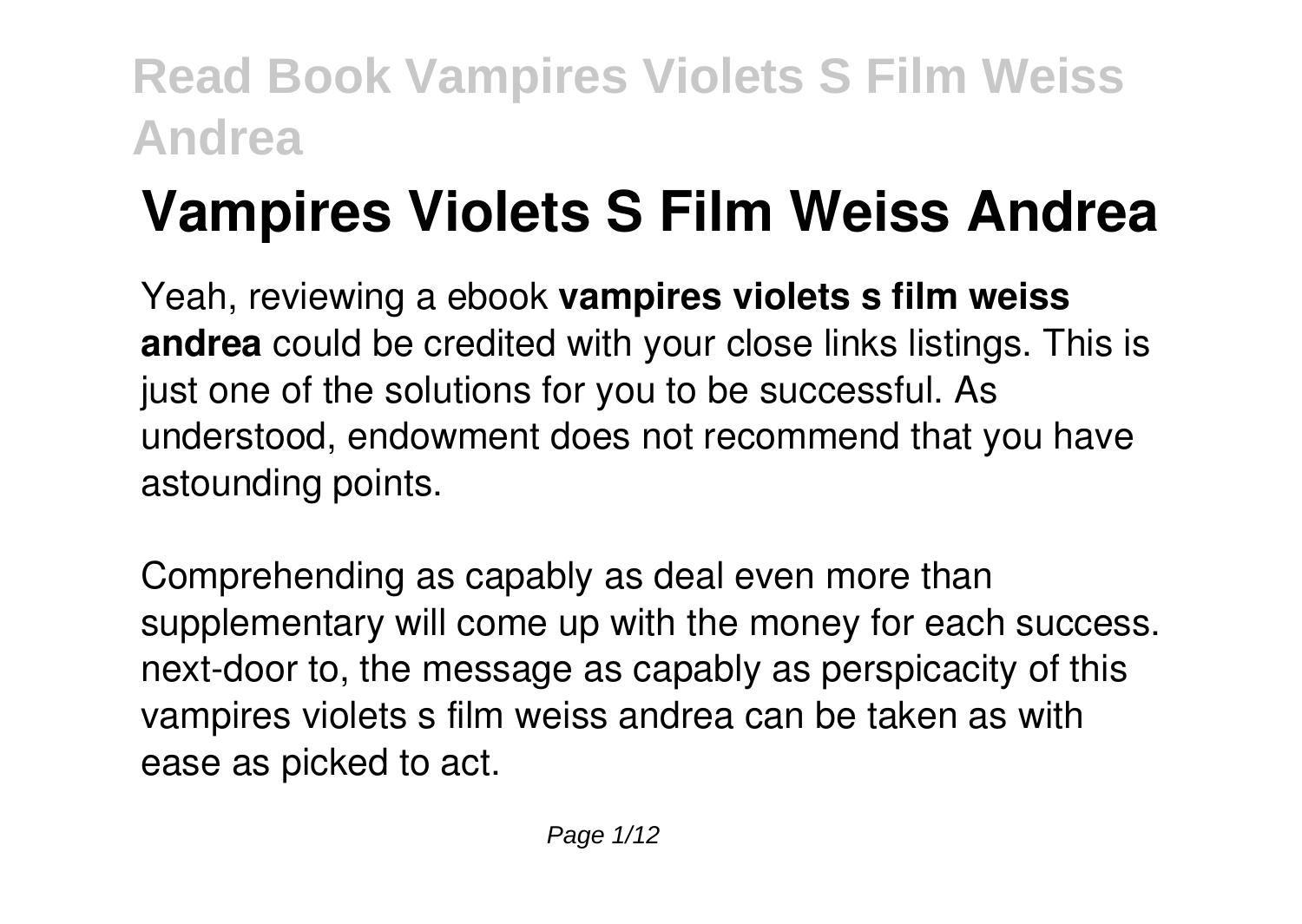# Vampires Violets S Film Weiss Andrea

Yeah, reviewing a ebook **vampires violets s film weiss andrea** could be credited with your close links listings. This is just one of the solutions for you to be successful. As understood, endowment does not recommend that you have astounding points.

Comprehending as capably as deal even more than supplementary will come up with the money for each success. next-door to, the message as capably as perspicacity of this vampires violets s film weiss andrea can be taken as with ease as picked to act.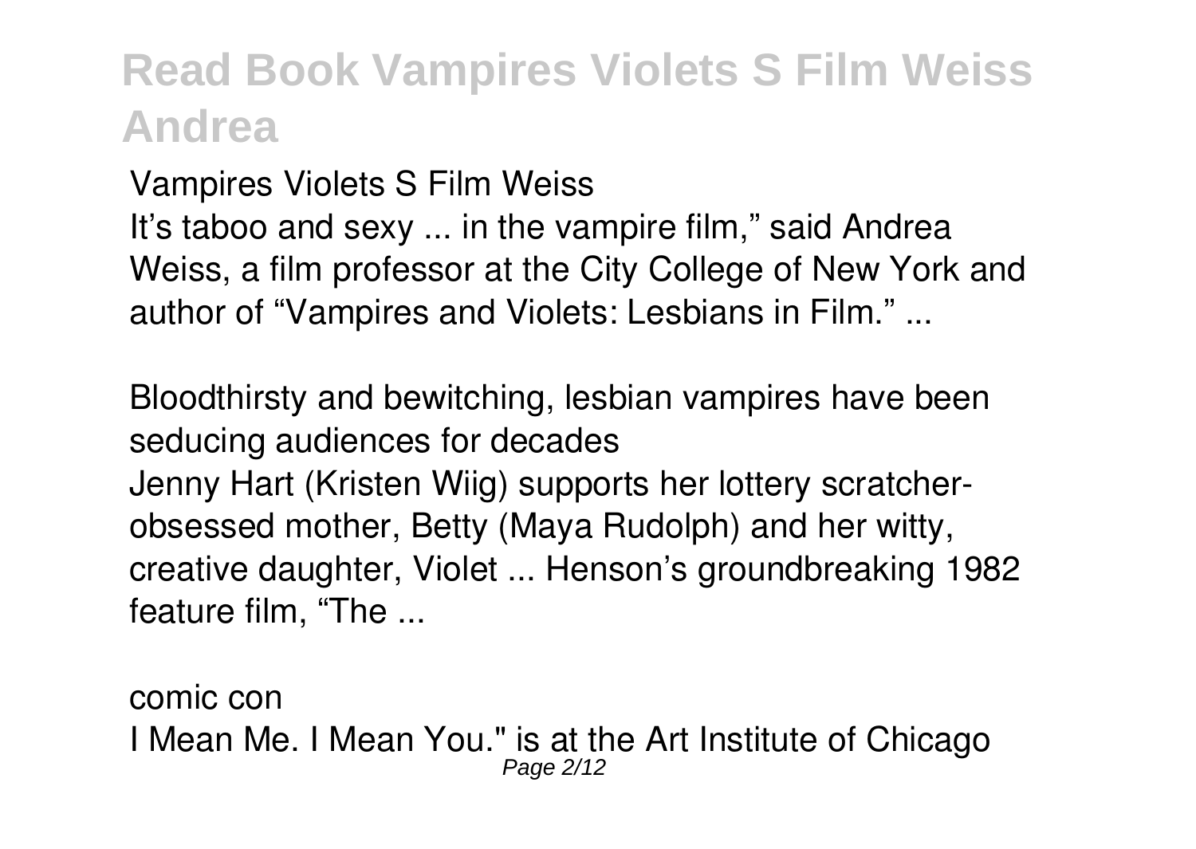Vampires Violets S Film Weiss

It's taboo and sexy ... in the vampire film," said Andrea Weiss, a film professor at the City College of New York and author of "Vampires and Violets: Lesbians in Film." ...

Bloodthirsty and bewitching, lesbian vampires have been seducing audiences for decades

Jenny Hart (Kristen Wiig) supports her lottery scratcher-obsessed mother, Betty (Maya Rudolph) and her witty, creative daughter, Violet ... Henson's groundbreaking 1982 feature film, "The ...

comic con

I Mean Me. I Mean You." is at the Art Institute of Chicago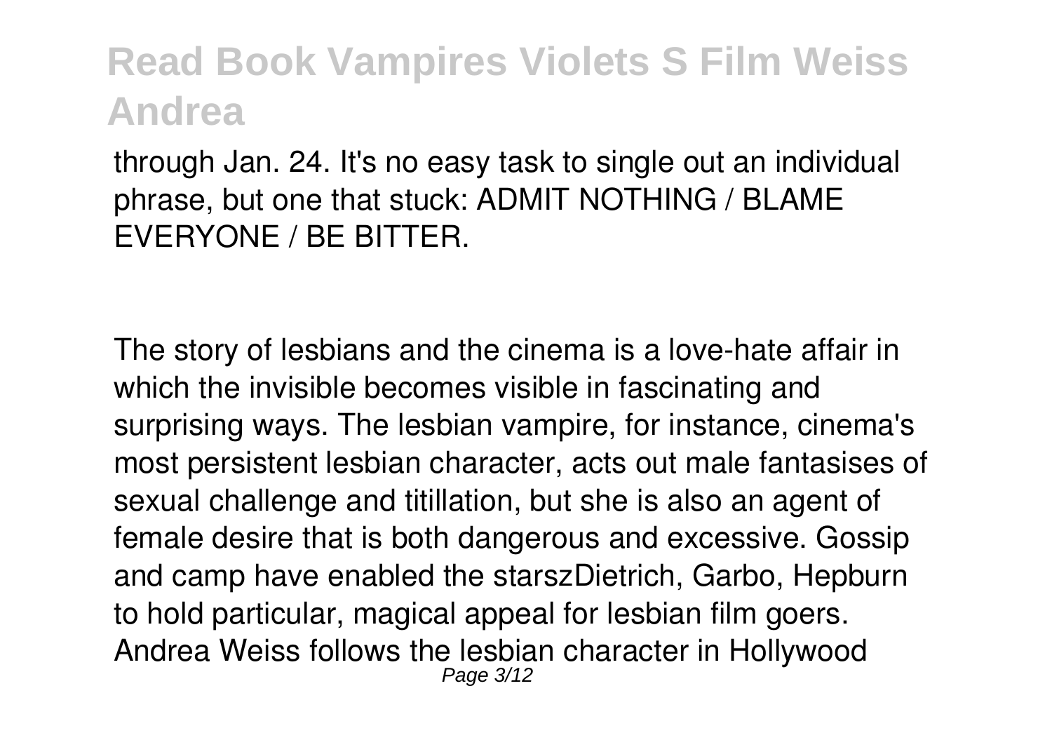through Jan. 24. It's no easy task to single out an individual phrase, but one that stuck: ADMIT NOTHING / BLAME EVERYONE / BE BITTER.

The story of lesbians and the cinema is a love-hate affair in which the invisible becomes visible in fascinating and surprising ways. The lesbian vampire, for instance, cinema's most persistent lesbian character, acts out male fantasises of sexual challenge and titillation, but she is also an agent of female desire that is both dangerous and excessive. Gossip and camp have enabled the starszDietrich, Garbo, Hepburn to hold particular, magical appeal for lesbian film goers. Andrea Weiss follows the lesbian character in Hollywood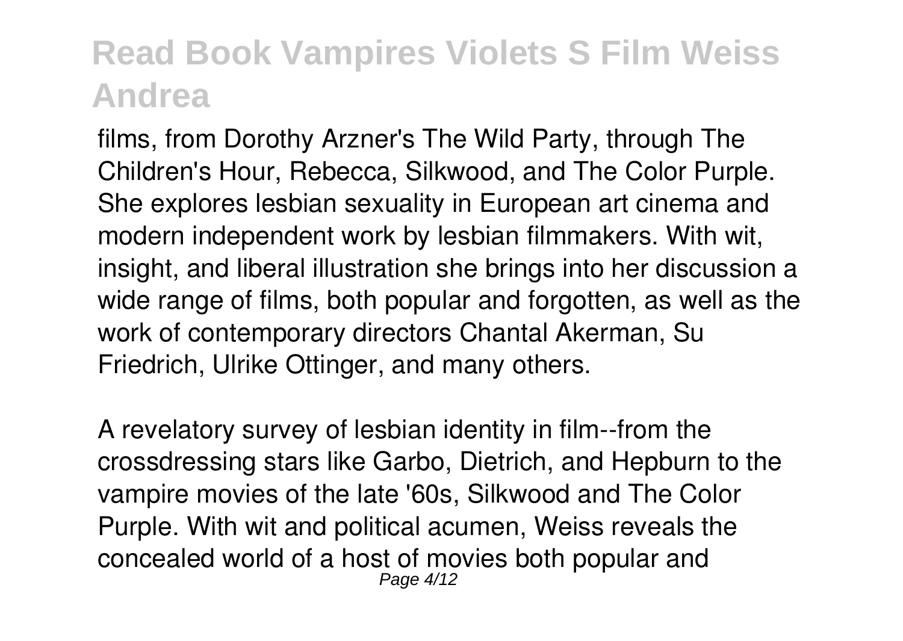films, from Dorothy Arzner's The Wild Party, through The Children's Hour, Rebecca, Silkwood, and The Color Purple. She explores lesbian sexuality in European art cinema and modern independent work by lesbian filmmakers. With wit, insight, and liberal illustration she brings into her discussion a wide range of films, both popular and forgotten, as well as the work of contemporary directors Chantal Akerman, Su Friedrich, Ulrike Ottinger, and many others.

A revelatory survey of lesbian identity in film--from the crossdressing stars like Garbo, Dietrich, and Hepburn to the vampire movies of the late '60s, Silkwood and The Color Purple. With wit and political acumen, Weiss reveals the concealed world of a host of movies both popular and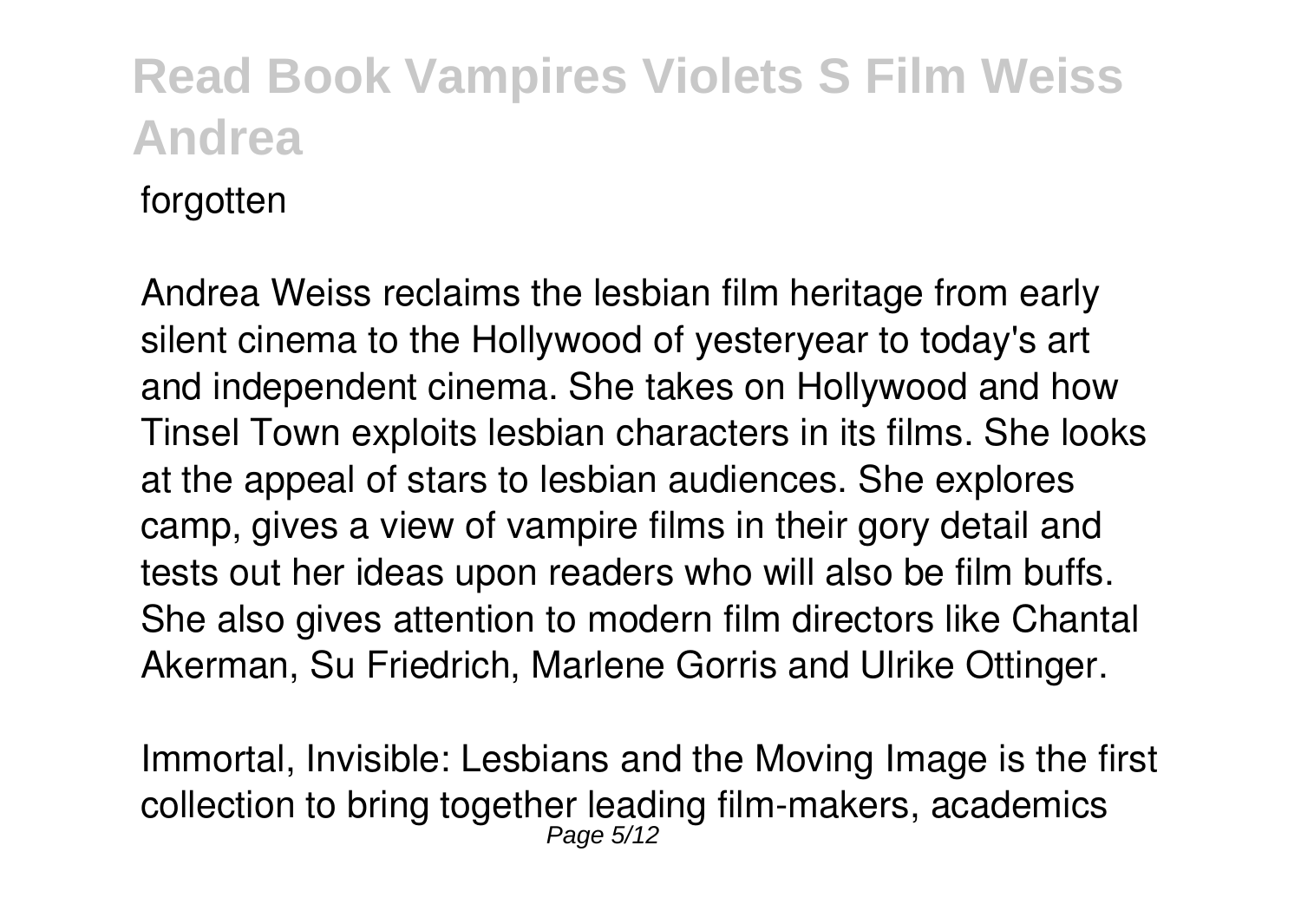forgotten

Andrea Weiss reclaims the lesbian film heritage from early silent cinema to the Hollywood of yesteryear to today's art and independent cinema. She takes on Hollywood and how Tinsel Town exploits lesbian characters in its films. She looks at the appeal of stars to lesbian audiences. She explores camp, gives a view of vampire films in their gory detail and tests out her ideas upon readers who will also be film buffs. She also gives attention to modern film directors like Chantal Akerman, Su Friedrich, Marlene Gorris and Ulrike Ottinger.

Immortal, Invisible: Lesbians and the Moving Image is the first collection to bring together leading film-makers, academics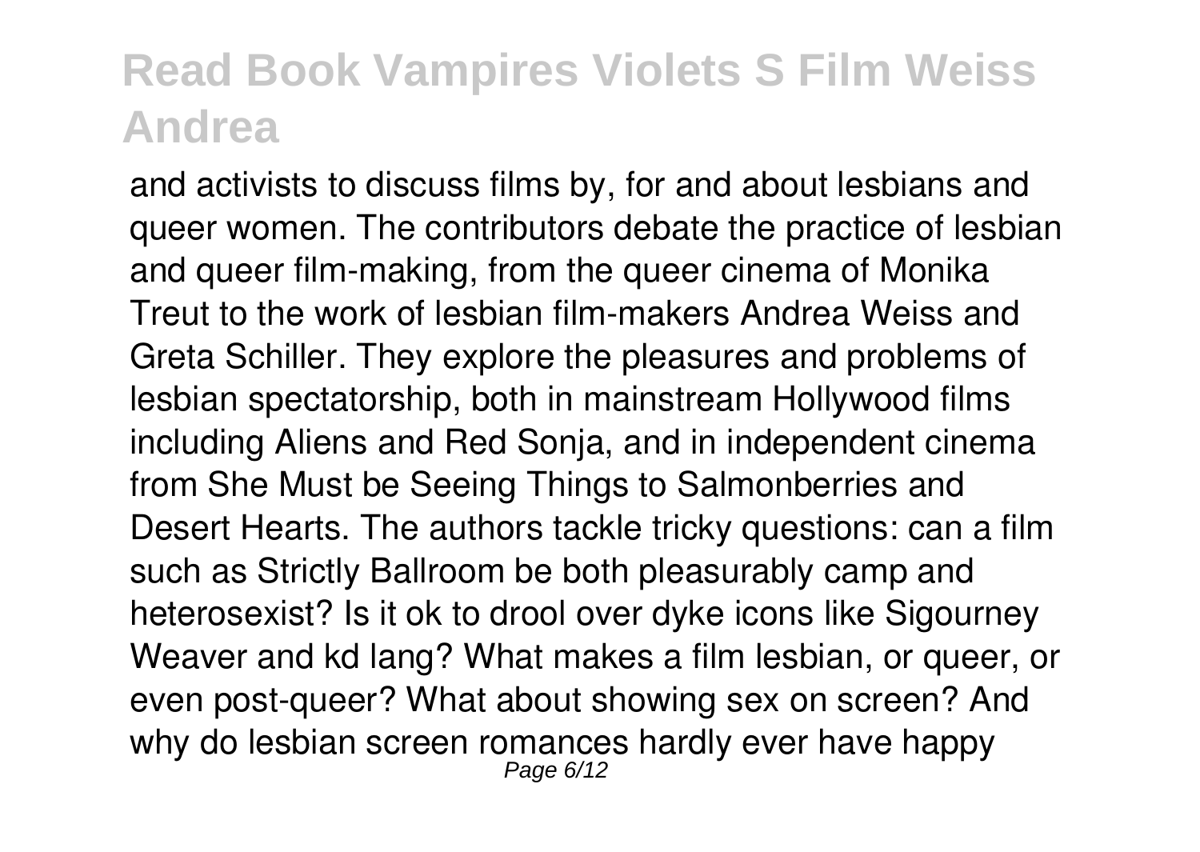and activists to discuss films by, for and about lesbians and queer women. The contributors debate the practice of lesbian and queer film-making, from the queer cinema of Monika Treut to the work of lesbian film-makers Andrea Weiss and Greta Schiller. They explore the pleasures and problems of lesbian spectatorship, both in mainstream Hollywood films including Aliens and Red Sonja, and in independent cinema from She Must be Seeing Things to Salmonberries and Desert Hearts. The authors tackle tricky questions: can a film such as Strictly Ballroom be both pleasurably camp and heterosexist? Is it ok to drool over dyke icons like Sigourney Weaver and kd lang? What makes a film lesbian, or queer, or even post-queer? What about showing sex on screen? And why do lesbian screen romances hardly ever have happy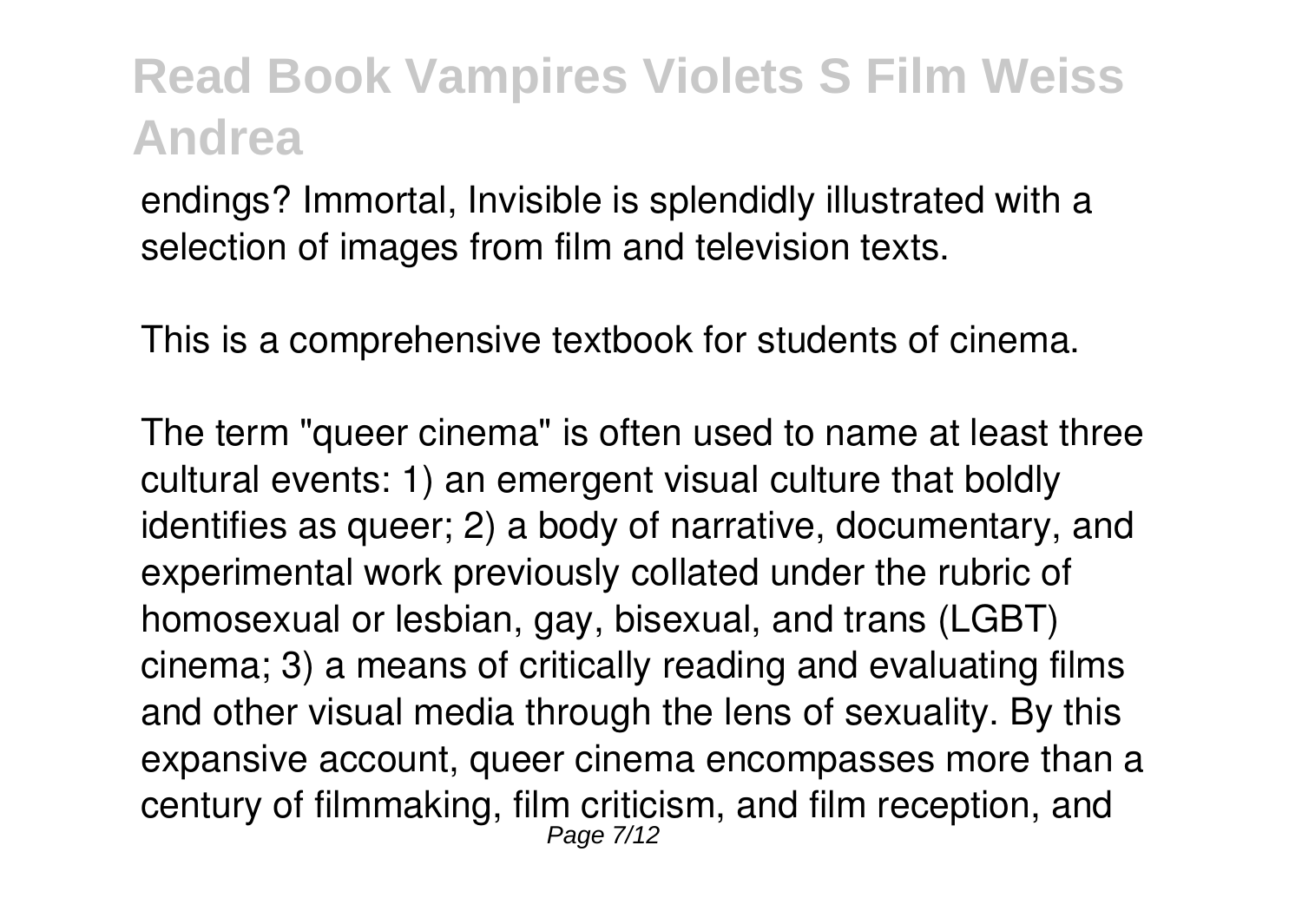endings? Immortal, Invisible is splendidly illustrated with a selection of images from film and television texts.

This is a comprehensive textbook for students of cinema.

The term "queer cinema" is often used to name at least three cultural events: 1) an emergent visual culture that boldly identifies as queer; 2) a body of narrative, documentary, and experimental work previously collated under the rubric of homosexual or lesbian, gay, bisexual, and trans (LGBT) cinema; 3) a means of critically reading and evaluating films and other visual media through the lens of sexuality. By this expansive account, queer cinema encompasses more than a century of filmmaking, film criticism, and film reception, and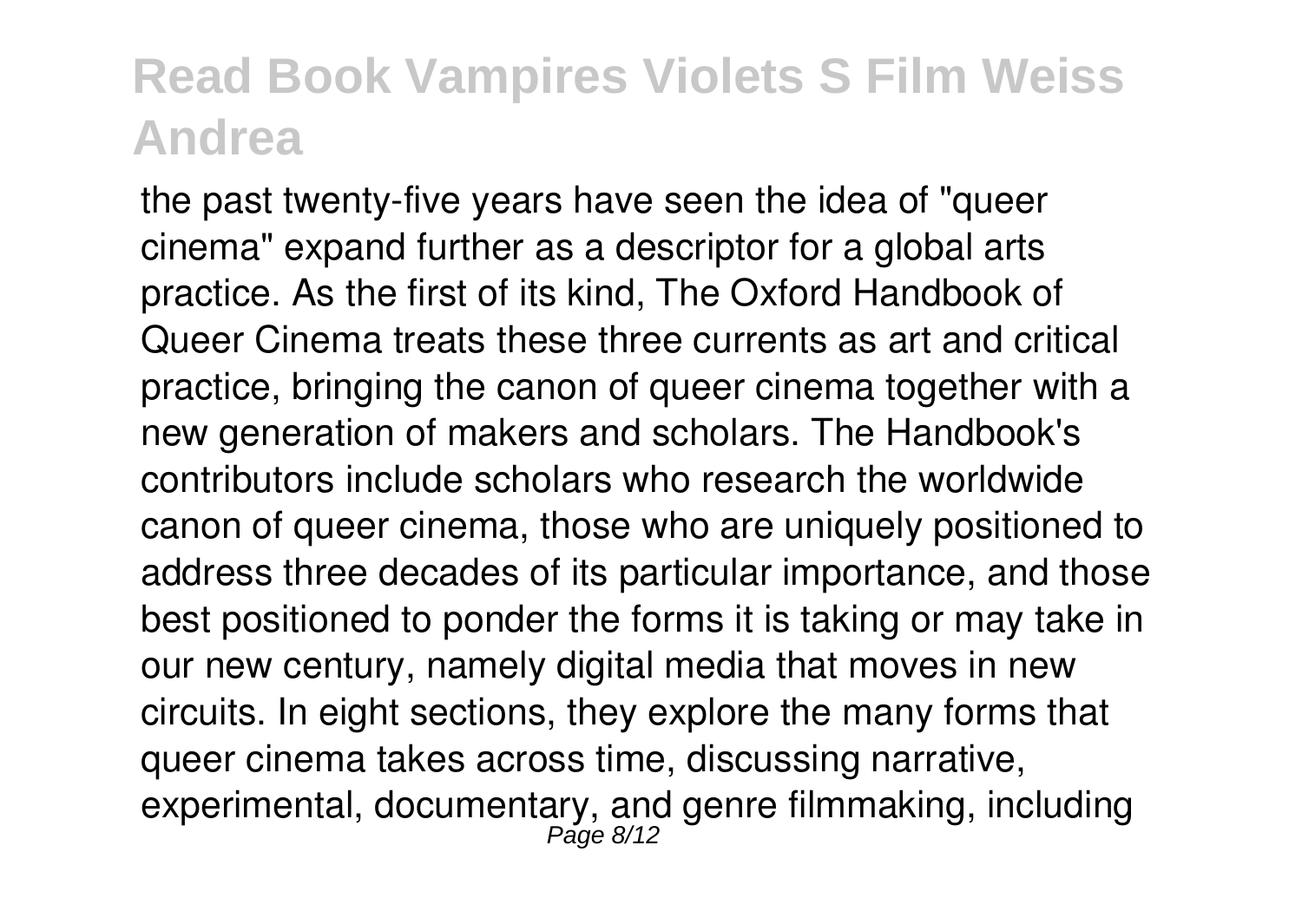the past twenty-five years have seen the idea of "queer cinema" expand further as a descriptor for a global arts practice. As the first of its kind, The Oxford Handbook of Queer Cinema treats these three currents as art and critical practice, bringing the canon of queer cinema together with a new generation of makers and scholars. The Handbook's contributors include scholars who research the worldwide canon of queer cinema, those who are uniquely positioned to address three decades of its particular importance, and those best positioned to ponder the forms it is taking or may take in our new century, namely digital media that moves in new circuits. In eight sections, they explore the many forms that queer cinema takes across time, discussing narrative, experimental, documentary, and genre filmmaking, including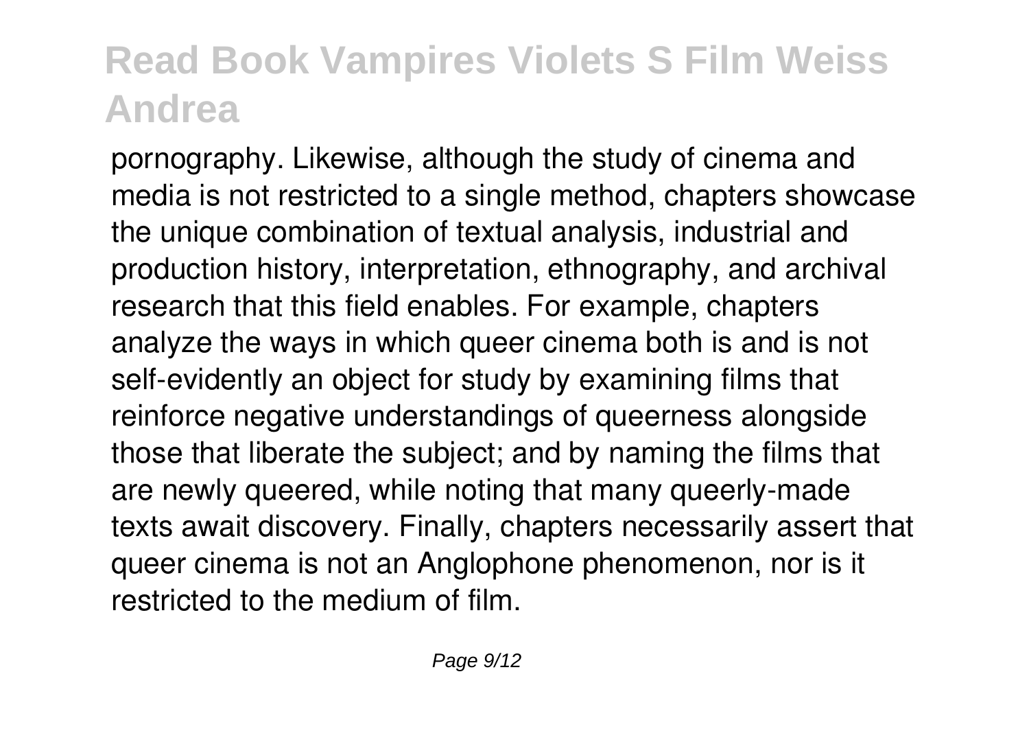pornography. Likewise, although the study of cinema and media is not restricted to a single method, chapters showcase the unique combination of textual analysis, industrial and production history, interpretation, ethnography, and archival research that this field enables. For example, chapters analyze the ways in which queer cinema both is and is not self-evidently an object for study by examining films that reinforce negative understandings of queerness alongside those that liberate the subject; and by naming the films that are newly queered, while noting that many queerly-made texts await discovery. Finally, chapters necessarily assert that queer cinema is not an Anglophone phenomenon, nor is it restricted to the medium of film.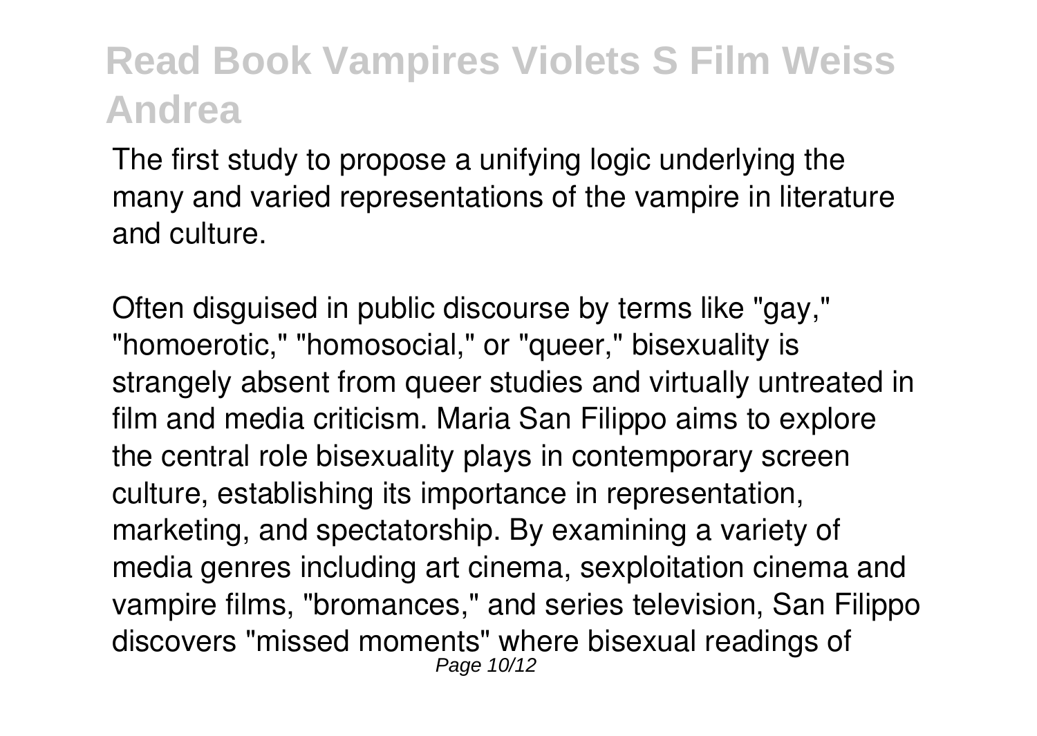The first study to propose a unifying logic underlying the many and varied representations of the vampire in literature and culture.

Often disguised in public discourse by terms like "gay," "homoerotic," "homosocial," or "queer," bisexuality is strangely absent from queer studies and virtually untreated in film and media criticism. Maria San Filippo aims to explore the central role bisexuality plays in contemporary screen culture, establishing its importance in representation, marketing, and spectatorship. By examining a variety of media genres including art cinema, sexploitation cinema and vampire films, "bromances," and series television, San Filippo discovers "missed moments" where bisexual readings of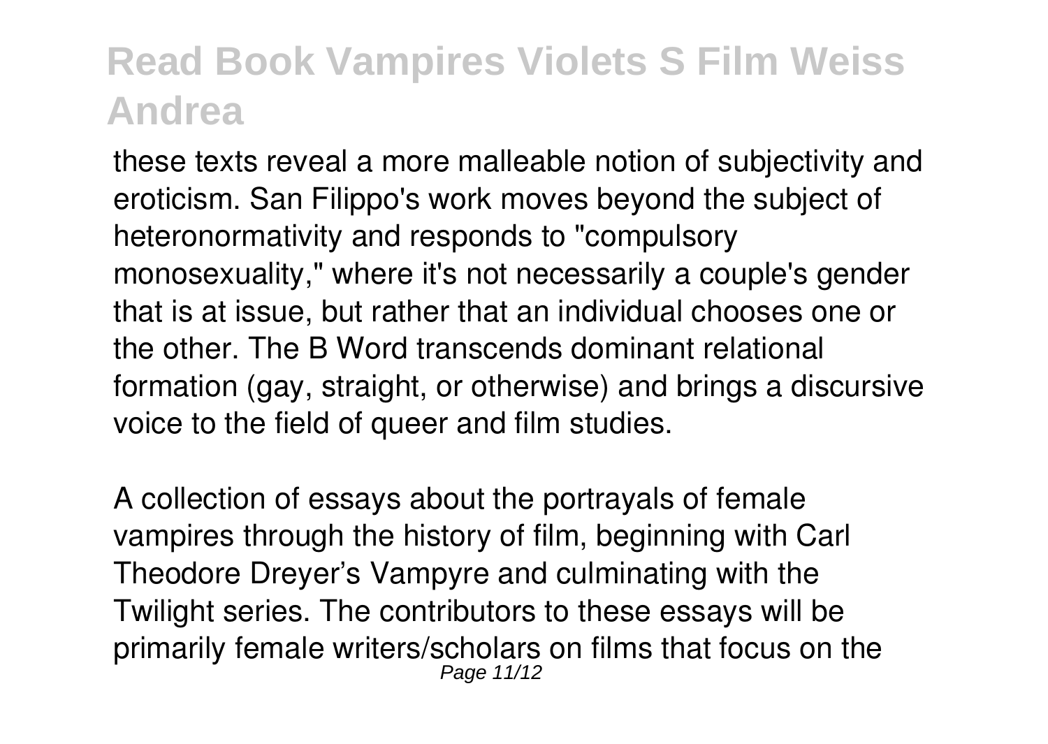these texts reveal a more malleable notion of subjectivity and eroticism. San Filippo's work moves beyond the subject of heteronormativity and responds to "compulsory monosexuality," where it's not necessarily a couple's gender that is at issue, but rather that an individual chooses one or the other. The B Word transcends dominant relational formation (gay, straight, or otherwise) and brings a discursive voice to the field of queer and film studies.

A collection of essays about the portrayals of female vampires through the history of film, beginning with Carl Theodore Dreyer's Vampyre and culminating with the Twilight series. The contributors to these essays will be primarily female writers/scholars on films that focus on the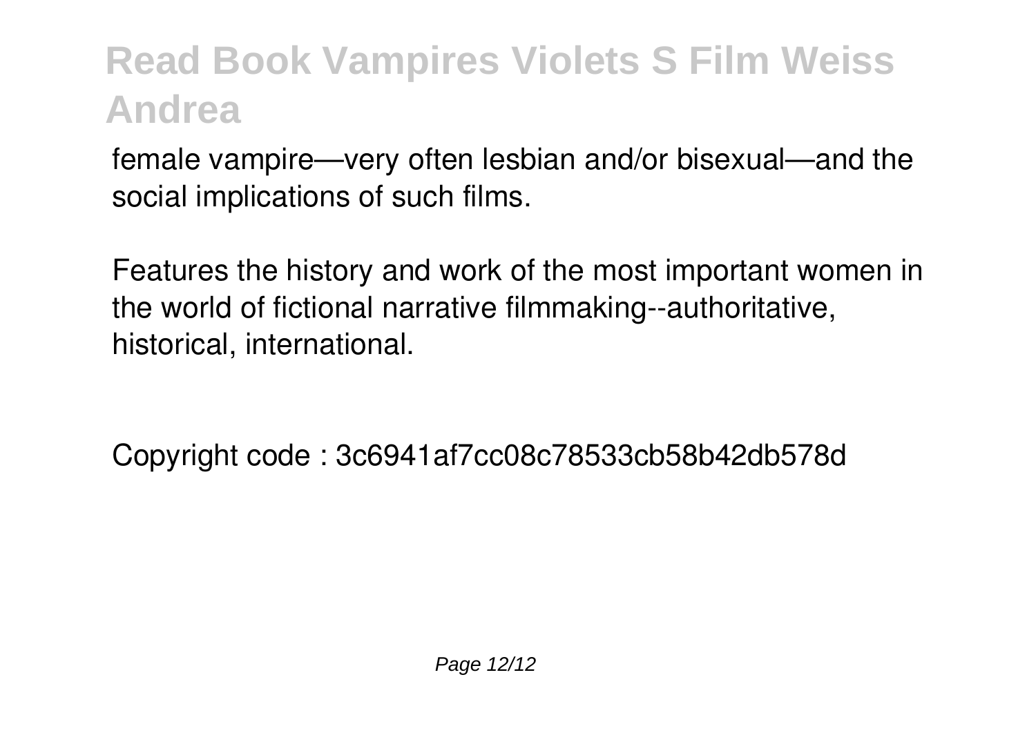female vampire—very often lesbian and/or bisexual—and the social implications of such films.

Features the history and work of the most important women in the world of fictional narrative filmmaking--authoritative, historical, international.

Copyright code : 3c6941af7cc08c78533cb58b42db578d